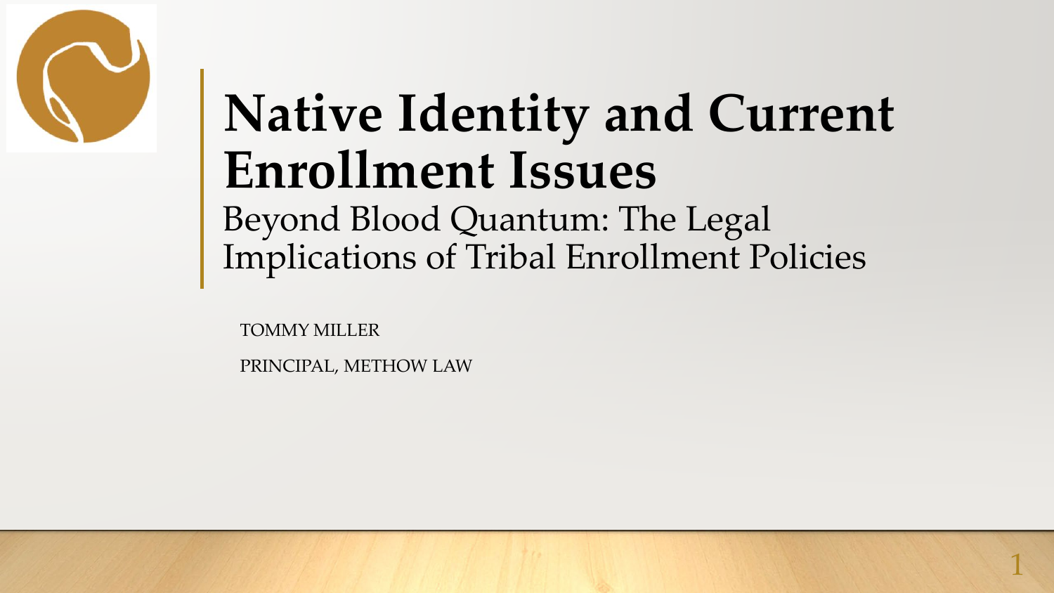# Native Identity and Current Enrollment Issues

## Beyond Blood Quantum: The Legal Implications of Tribal Enrollment Policies

TOMMY MILLER

PRINCIPAL, METHOW LAW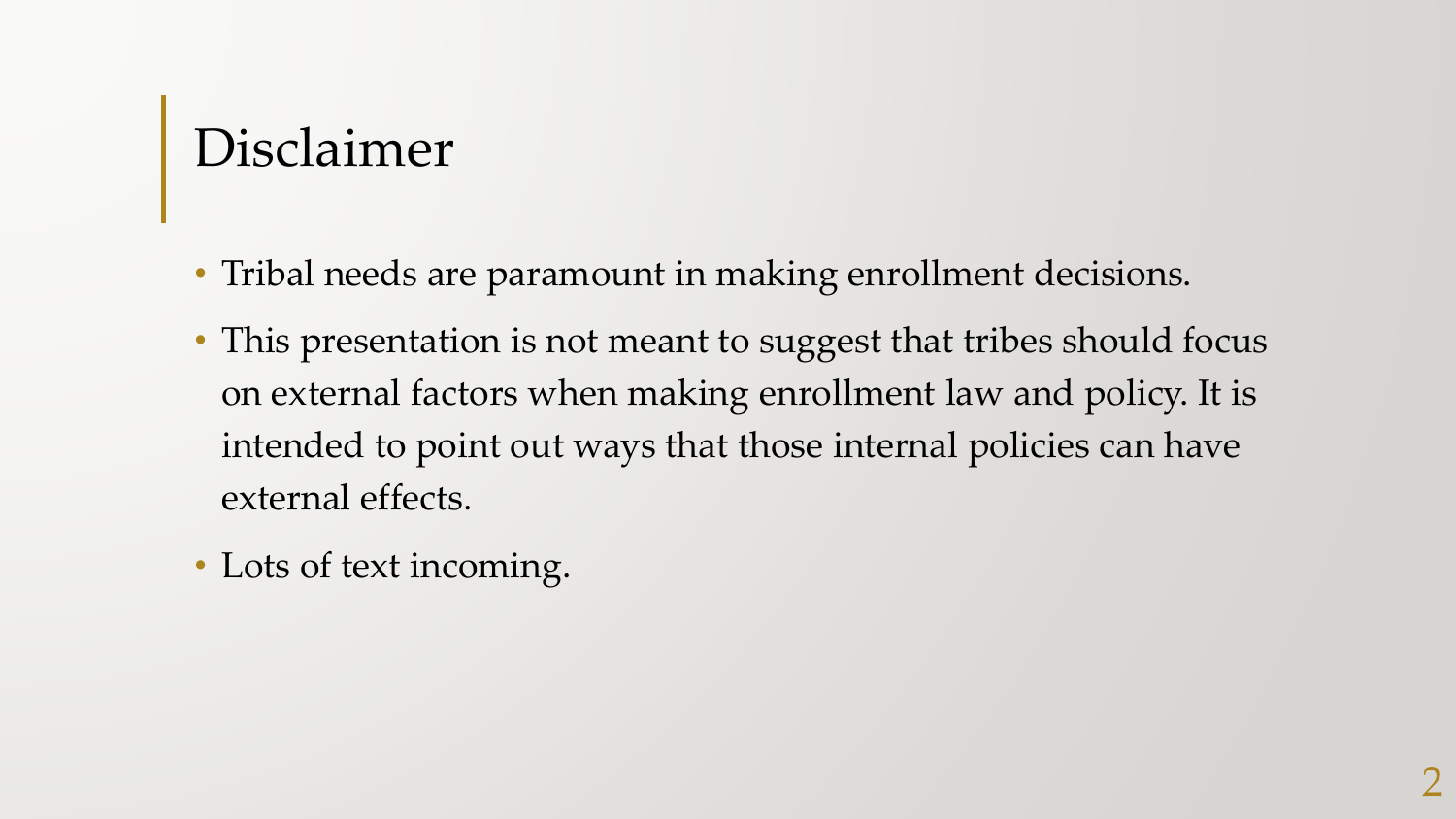# Disclaimer

- Tribal needs are paramount in making enrollment decisions.
- This presentation is not meant to suggest that tribes should focus on external factors when making enrollment law and policy. It is intended to point out ways that those internal policies can have external effects.
- Lots of text incoming.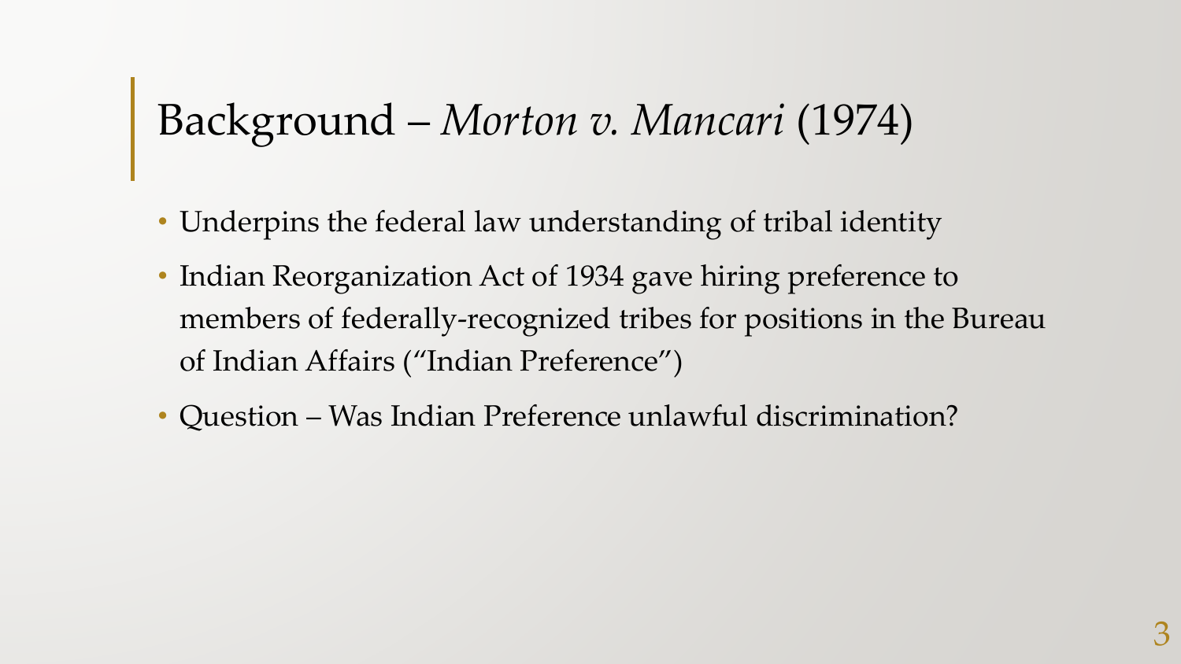# Background – *Morton v. Mancari* (1974)

- Underpins the federal law understanding of tribal identity
- Indian Reorganization Act of 1934 gave hiring preference to members of federally-recognized tribes for positions in the Bureau of Indian Affairs ("Indian Preference")
- Question – Was Indian Preference unlawful discrimination?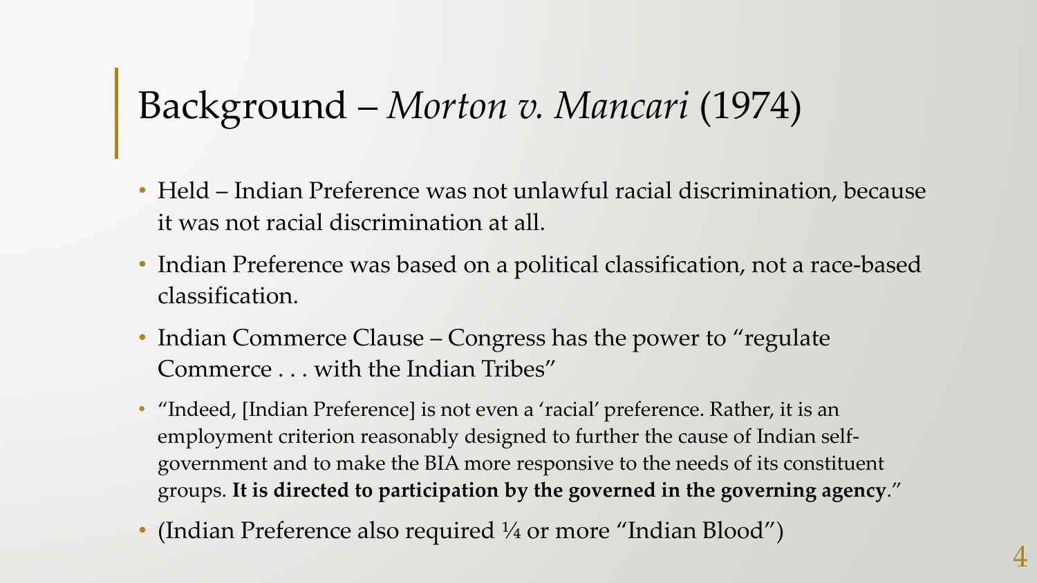# Background – *Morton v. Mancari* (1974)

- Held – Indian Preference was not unlawful racial discrimination, because it was not racial discrimination at all.
- Indian Preference was based on a political classification, not a race-based classification.
- Indian Commerce Clause – Congress has the power to "regulate Commerce . . . with the Indian Tribes"
- "Indeed, [Indian Preference] is not even a 'racial' preference. Rather, it is an employment criterion reasonably designed to further the cause of Indian self-government and to make the BIA more responsive to the needs of its constituent groups. **It is directed to participation by the governed in the governing agency**."
- (Indian Preference also required ¼ or more "Indian Blood")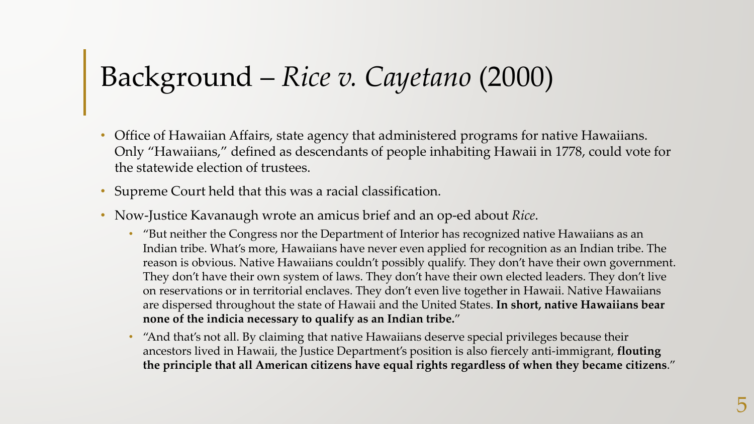# Background – *Rice v. Cayetano* (2000)

- Office of Hawaiian Affairs, state agency that administered programs for native Hawaiians. Only "Hawaiians," defined as descendants of people inhabiting Hawaii in 1778, could vote for the statewide election of trustees.
- Supreme Court held that this was a racial classification.
- Now-Justice Kavanaugh wrote an amicus brief and an op-ed about *Rice*.
  - "But neither the Congress nor the Department of Interior has recognized native Hawaiians as an Indian tribe. What's more, Hawaiians have never even applied for recognition as an Indian tribe. The reason is obvious. Native Hawaiians couldn't possibly qualify. They don't have their own government. They don't have their own system of laws. They don't have their own elected leaders. They don't live on reservations or in territorial enclaves. They don't even live together in Hawaii. Native Hawaiians are dispersed throughout the state of Hawaii and the United States. **In short, native Hawaiians bear none of the indicia necessary to qualify as an Indian tribe.**"
  - "And that's not all. By claiming that native Hawaiians deserve special privileges because their ancestors lived in Hawaii, the Justice Department's position is also fiercely anti-immigrant, **flouting the principle that all American citizens have equal rights regardless of when they became citizens**."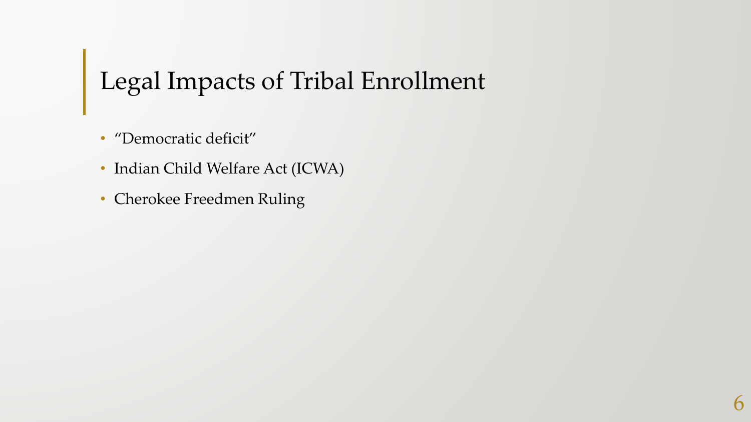# Legal Impacts of Tribal Enrollment

- "Democratic deficit"
- Indian Child Welfare Act (ICWA)
- Cherokee Freedmen Ruling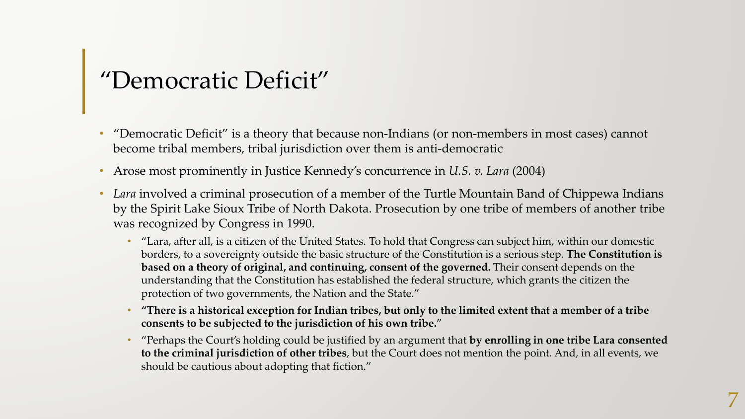# “Democratic Deficit”

- “Democratic Deficit” is a theory that because non-Indians (or non-members in most cases) cannot become tribal members, tribal jurisdiction over them is anti-democratic
- Arose most prominently in Justice Kennedy’s concurrence in *U.S. v. Lara* (2004)
- *Lara* involved a criminal prosecution of a member of the Turtle Mountain Band of Chippewa Indians by the Spirit Lake Sioux Tribe of North Dakota. Prosecution by one tribe of members of another tribe was recognized by Congress in 1990.
  - “Lara, after all, is a citizen of the United States. To hold that Congress can subject him, within our domestic borders, to a sovereignty outside the basic structure of the Constitution is a serious step. **The Constitution is based on a theory of original, and continuing, consent of the governed.** Their consent depends on the understanding that the Constitution has established the federal structure, which grants the citizen the protection of two governments, the Nation and the State.”
  - **“There is a historical exception for Indian tribes, but only to the limited extent that a member of a tribe consents to be subjected to the jurisdiction of his own tribe.”**
  - “Perhaps the Court’s holding could be justified by an argument that **by enrolling in one tribe Lara consented to the criminal jurisdiction of other tribes**, but the Court does not mention the point. And, in all events, we should be cautious about adopting that fiction.”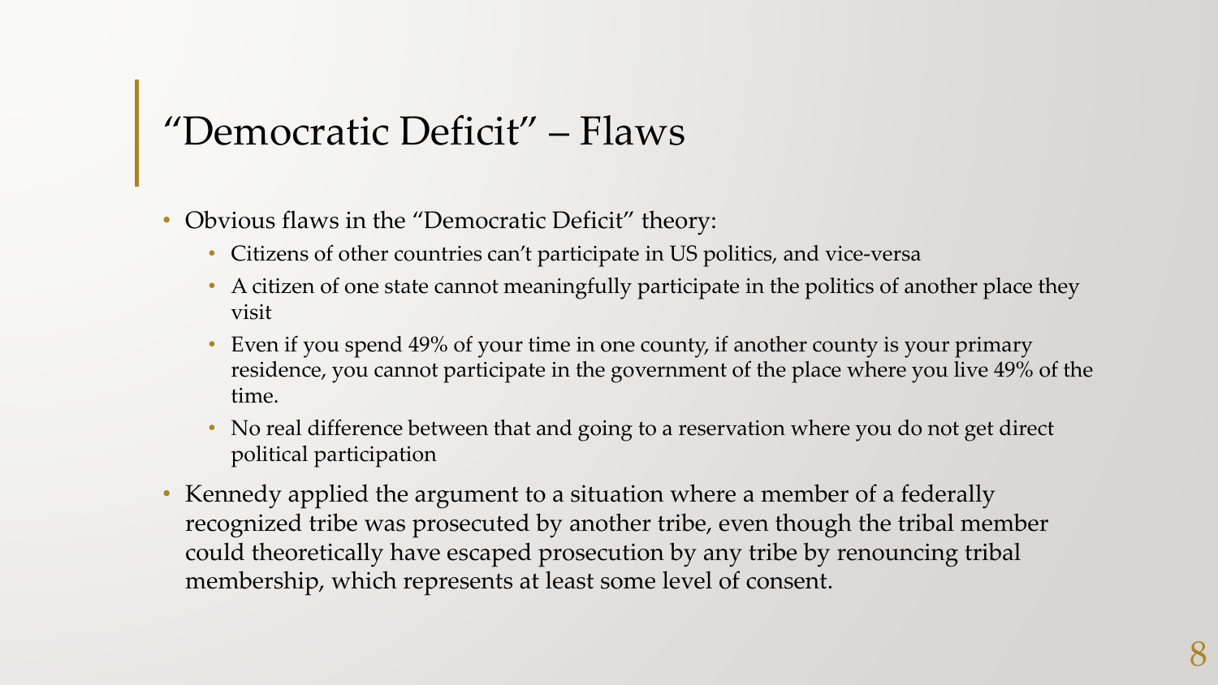# "Democratic Deficit" – Flaws

- Obvious flaws in the "Democratic Deficit" theory:
  - Citizens of other countries can't participate in US politics, and vice-versa
  - A citizen of one state cannot meaningfully participate in the politics of another place they visit
  - Even if you spend 49% of your time in one county, if another county is your primary residence, you cannot participate in the government of the place where you live 49% of the time.
  - No real difference between that and going to a reservation where you do not get direct political participation
- Kennedy applied the argument to a situation where a member of a federally recognized tribe was prosecuted by another tribe, even though the tribal member could theoretically have escaped prosecution by any tribe by renouncing tribal membership, which represents at least some level of consent.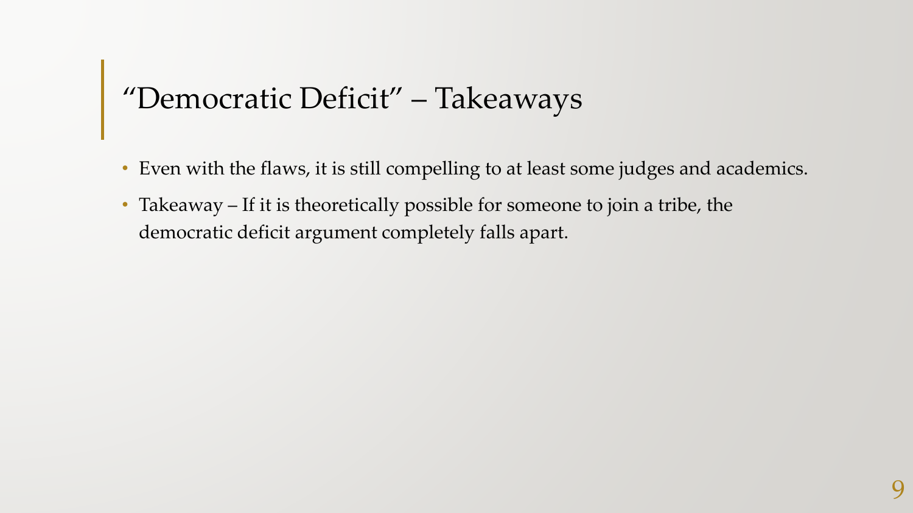# “Democratic Deficit” – Takeaways

- Even with the flaws, it is still compelling to at least some judges and academics.
- Takeaway – If it is theoretically possible for someone to join a tribe, the democratic deficit argument completely falls apart.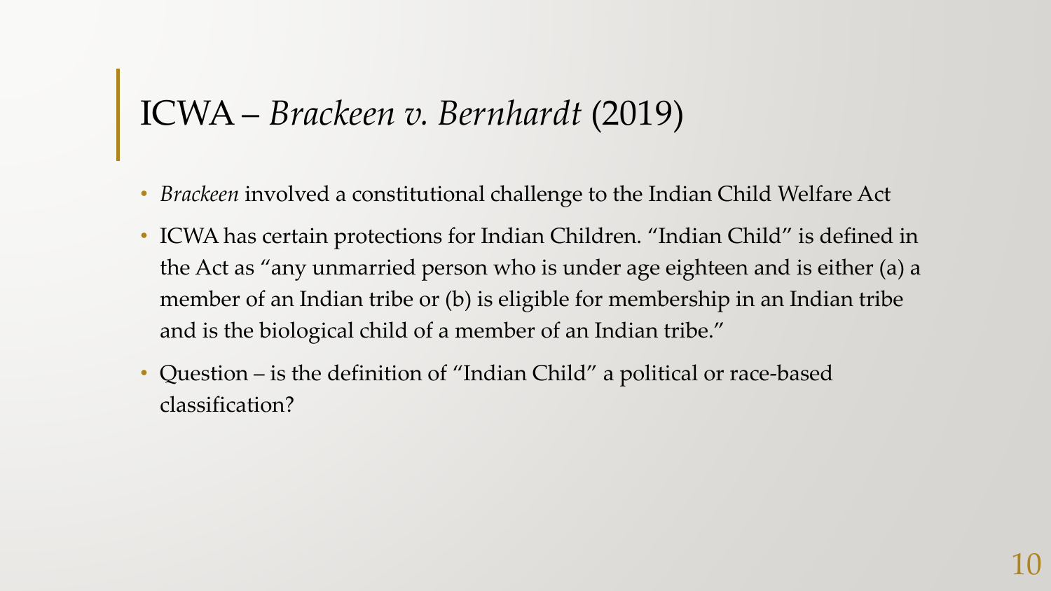# ICWA – *Brackeen v. Bernhardt* (2019)

- *Brackeen* involved a constitutional challenge to the Indian Child Welfare Act
- ICWA has certain protections for Indian Children. "Indian Child" is defined in the Act as "any unmarried person who is under age eighteen and is either (a) a member of an Indian tribe or (b) is eligible for membership in an Indian tribe and is the biological child of a member of an Indian tribe."
- Question – is the definition of "Indian Child" a political or race-based classification?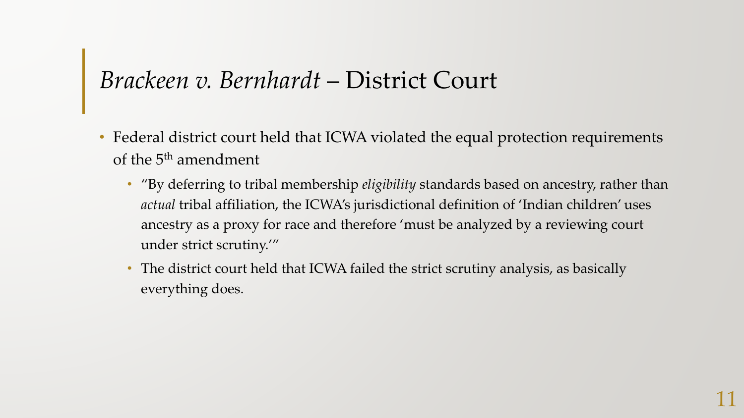# *Brackeen v. Bernhardt* – District Court

- Federal district court held that ICWA violated the equal protection requirements of the 5th amendment
  - "By deferring to tribal membership *eligibility* standards based on ancestry, rather than *actual* tribal affiliation, the ICWA's jurisdictional definition of 'Indian children' uses ancestry as a proxy for race and therefore 'must be analyzed by a reviewing court under strict scrutiny.'"
  - The district court held that ICWA failed the strict scrutiny analysis, as basically everything does.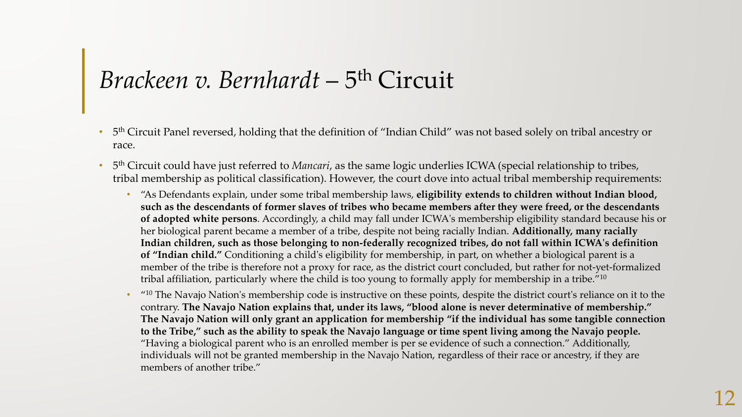# *Brackeen v. Bernhardt* – 5th Circuit

- 5th Circuit Panel reversed, holding that the definition of "Indian Child" was not based solely on tribal ancestry or race.
- 5th Circuit could have just referred to *Mancari*, as the same logic underlies ICWA (special relationship to tribes, tribal membership as political classification). However, the court dove into actual tribal membership requirements:
  - "As Defendants explain, under some tribal membership laws, **eligibility extends to children without Indian blood, such as the descendants of former slaves of tribes who became members after they were freed, or the descendants of adopted white persons**. Accordingly, a child may fall under ICWA's membership eligibility standard because his or her biological parent became a member of a tribe, despite not being racially Indian. **Additionally, many racially Indian children, such as those belonging to non-federally recognized tribes, do not fall within ICWA's definition of "Indian child."** Conditioning a child's eligibility for membership, in part, on whether a biological parent is a member of the tribe is therefore not a proxy for race, as the district court concluded, but rather for not-yet-formalized tribal affiliation, particularly where the child is too young to formally apply for membership in a tribe."[10]
  - "[10] The Navajo Nation's membership code is instructive on these points, despite the district court's reliance on it to the contrary. **The Navajo Nation explains that, under its laws, "blood alone is never determinative of membership." The Navajo Nation will only grant an application for membership "if the individual has some tangible connection to the Tribe," such as the ability to speak the Navajo language or time spent living among the Navajo people.** "Having a biological parent who is an enrolled member is per se evidence of such a connection." Additionally, individuals will not be granted membership in the Navajo Nation, regardless of their race or ancestry, if they are members of another tribe."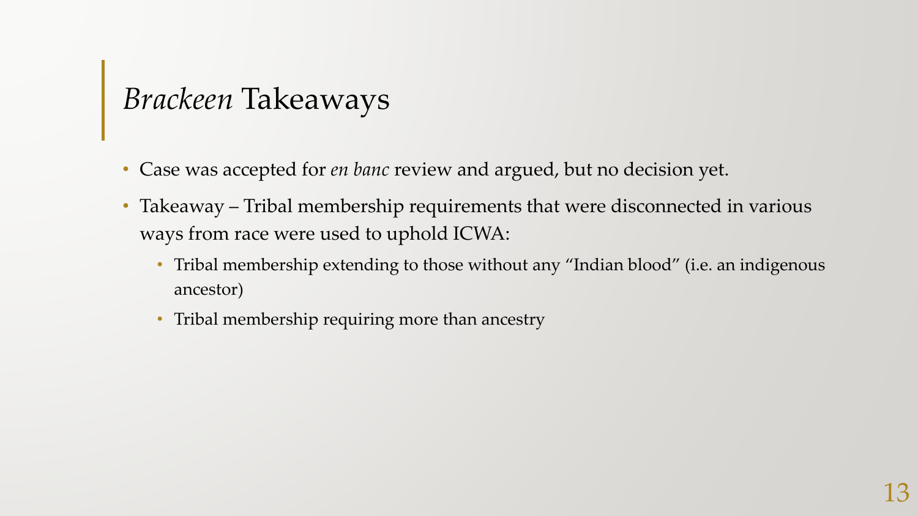# *Brackeen* Takeaways

- Case was accepted for *en banc* review and argued, but no decision yet.
- Takeaway – Tribal membership requirements that were disconnected in various ways from race were used to uphold ICWA:
  - Tribal membership extending to those without any "Indian blood" (i.e. an indigenous ancestor)
  - Tribal membership requiring more than ancestry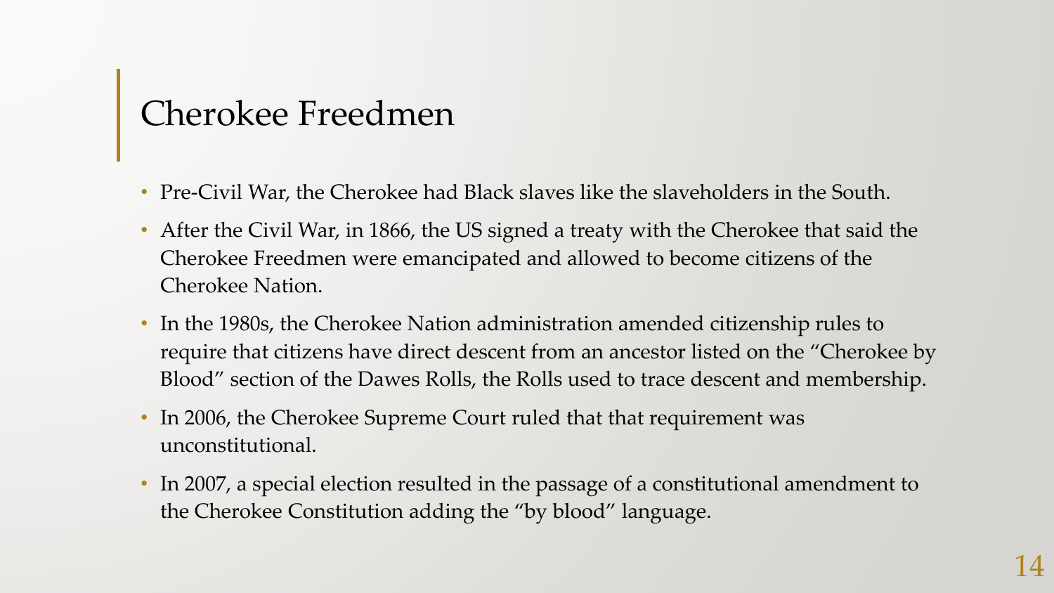# Cherokee Freedmen

- Pre-Civil War, the Cherokee had Black slaves like the slaveholders in the South.
- After the Civil War, in 1866, the US signed a treaty with the Cherokee that said the Cherokee Freedmen were emancipated and allowed to become citizens of the Cherokee Nation.
- In the 1980s, the Cherokee Nation administration amended citizenship rules to require that citizens have direct descent from an ancestor listed on the "Cherokee by Blood" section of the Dawes Rolls, the Rolls used to trace descent and membership.
- In 2006, the Cherokee Supreme Court ruled that that requirement was unconstitutional.
- In 2007, a special election resulted in the passage of a constitutional amendment to the Cherokee Constitution adding the "by blood" language.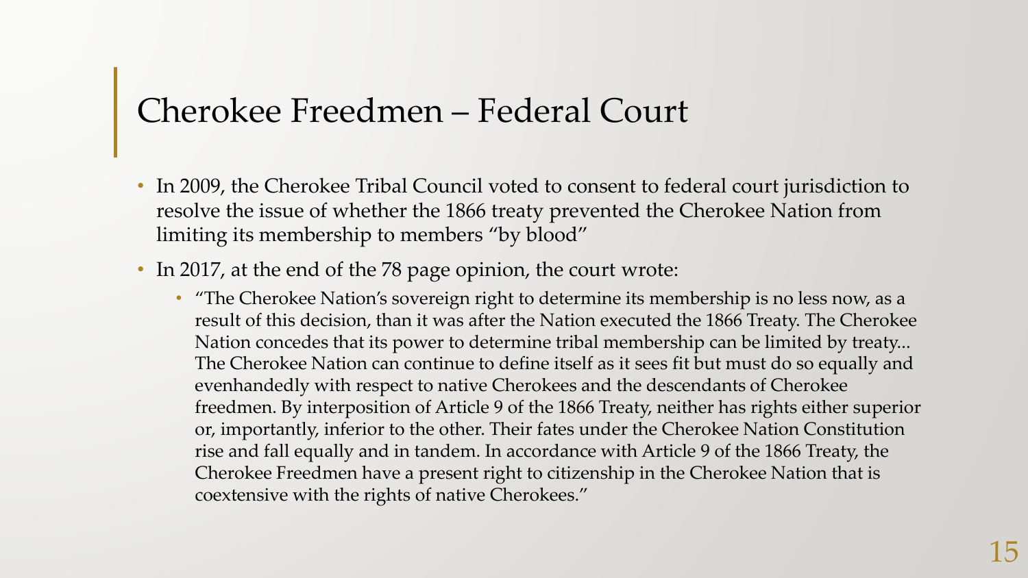# Cherokee Freedmen – Federal Court

- In 2009, the Cherokee Tribal Council voted to consent to federal court jurisdiction to resolve the issue of whether the 1866 treaty prevented the Cherokee Nation from limiting its membership to members "by blood"
- In 2017, at the end of the 78 page opinion, the court wrote:
  - "The Cherokee Nation's sovereign right to determine its membership is no less now, as a result of this decision, than it was after the Nation executed the 1866 Treaty. The Cherokee Nation concedes that its power to determine tribal membership can be limited by treaty... The Cherokee Nation can continue to define itself as it sees fit but must do so equally and evenhandedly with respect to native Cherokees and the descendants of Cherokee freedmen. By interposition of Article 9 of the 1866 Treaty, neither has rights either superior or, importantly, inferior to the other. Their fates under the Cherokee Nation Constitution rise and fall equally and in tandem. In accordance with Article 9 of the 1866 Treaty, the Cherokee Freedmen have a present right to citizenship in the Cherokee Nation that is coextensive with the rights of native Cherokees."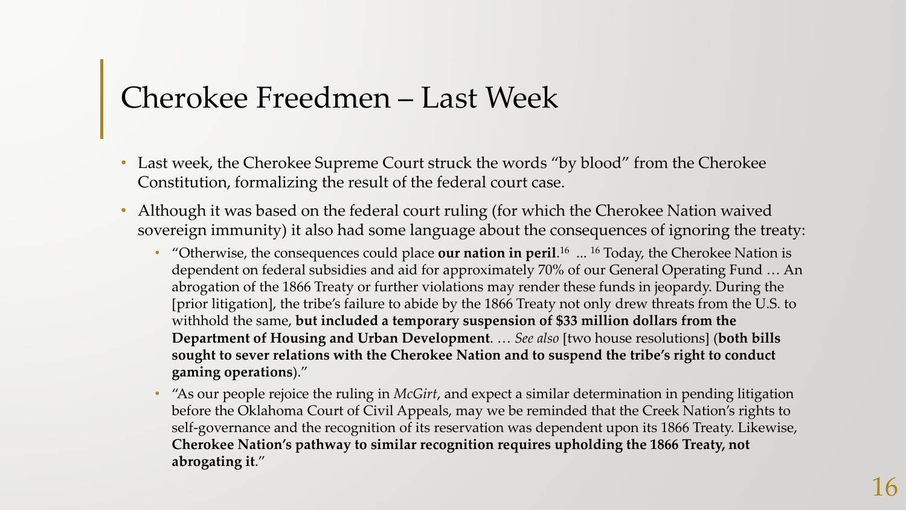# Cherokee Freedmen – Last Week

- Last week, the Cherokee Supreme Court struck the words "by blood" from the Cherokee Constitution, formalizing the result of the federal court case.
- Although it was based on the federal court ruling (for which the Cherokee Nation waived sovereign immunity) it also had some language about the consequences of ignoring the treaty:
  - "Otherwise, the consequences could place **our nation in peril**.[16] ... [16] Today, the Cherokee Nation is dependent on federal subsidies and aid for approximately 70% of our General Operating Fund … An abrogation of the 1866 Treaty or further violations may render these funds in jeopardy. During the [prior litigation], the tribe's failure to abide by the 1866 Treaty not only drew threats from the U.S. to withhold the same, **but included a temporary suspension of $33 million dollars from the Department of Housing and Urban Development**. … *See also* [two house resolutions] (**both bills sought to sever relations with the Cherokee Nation and to suspend the tribe's right to conduct gaming operations**)."
  - "As our people rejoice the ruling in *McGirt*, and expect a similar determination in pending litigation before the Oklahoma Court of Civil Appeals, may we be reminded that the Creek Nation's rights to self-governance and the recognition of its reservation was dependent upon its 1866 Treaty. Likewise, **Cherokee Nation's pathway to similar recognition requires upholding the 1866 Treaty, not abrogating it**."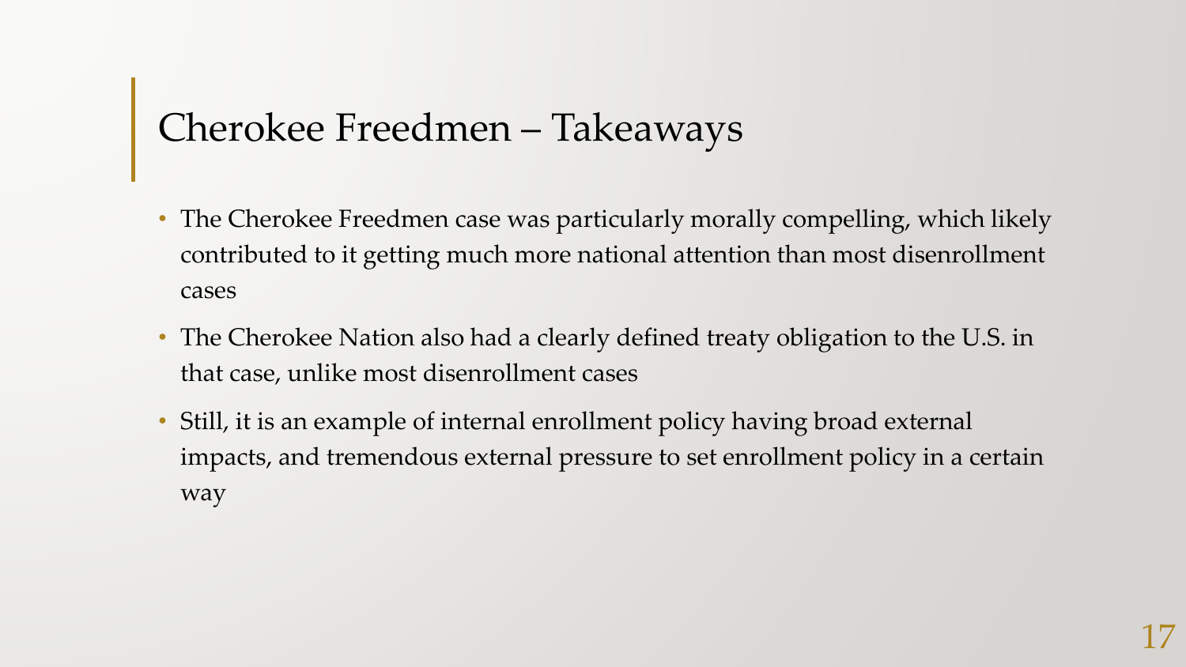## Cherokee Freedmen – Takeaways

- The Cherokee Freedmen case was particularly morally compelling, which likely contributed to it getting much more national attention than most disenrollment cases
- The Cherokee Nation also had a clearly defined treaty obligation to the U.S. in that case, unlike most disenrollment cases
- Still, it is an example of internal enrollment policy having broad external impacts, and tremendous external pressure to set enrollment policy in a certain way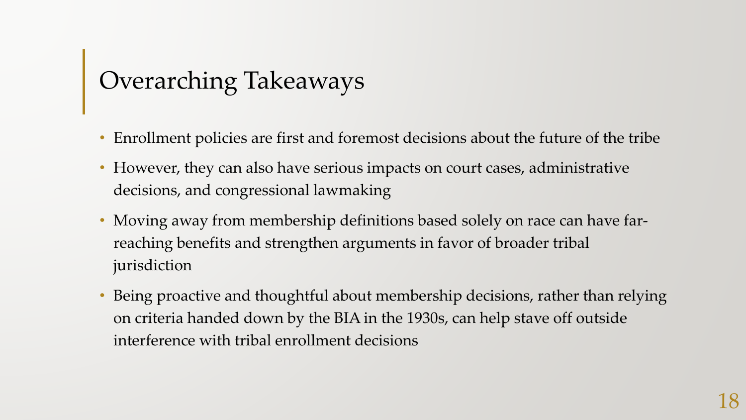# Overarching Takeaways

- Enrollment policies are first and foremost decisions about the future of the tribe
- However, they can also have serious impacts on court cases, administrative decisions, and congressional lawmaking
- Moving away from membership definitions based solely on race can have far-reaching benefits and strengthen arguments in favor of broader tribal jurisdiction
- Being proactive and thoughtful about membership decisions, rather than relying on criteria handed down by the BIA in the 1930s, can help stave off outside interference with tribal enrollment decisions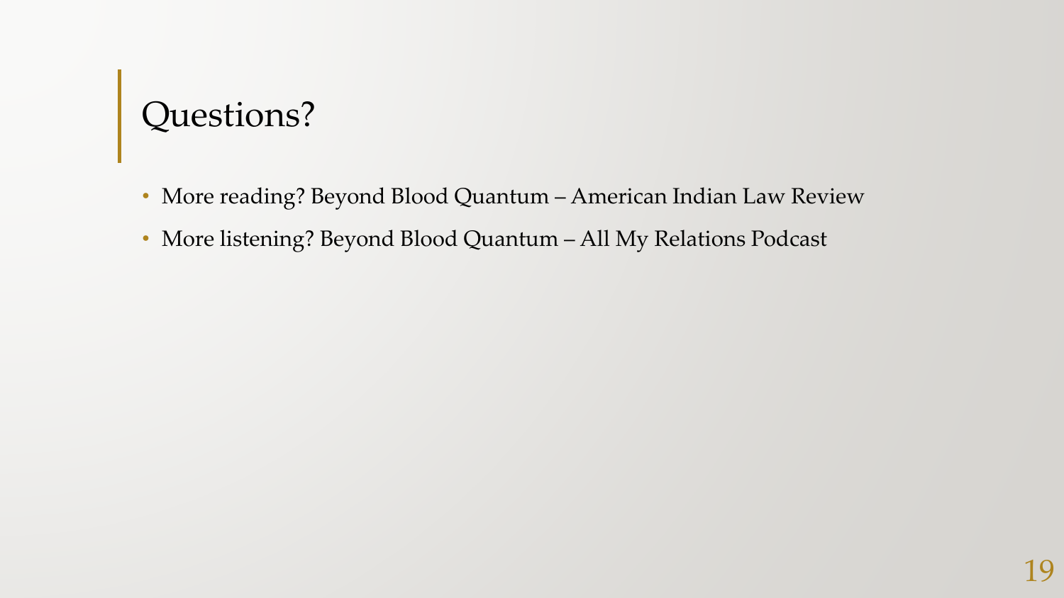# Questions?

- More reading? Beyond Blood Quantum – American Indian Law Review
- More listening? Beyond Blood Quantum – All My Relations Podcast